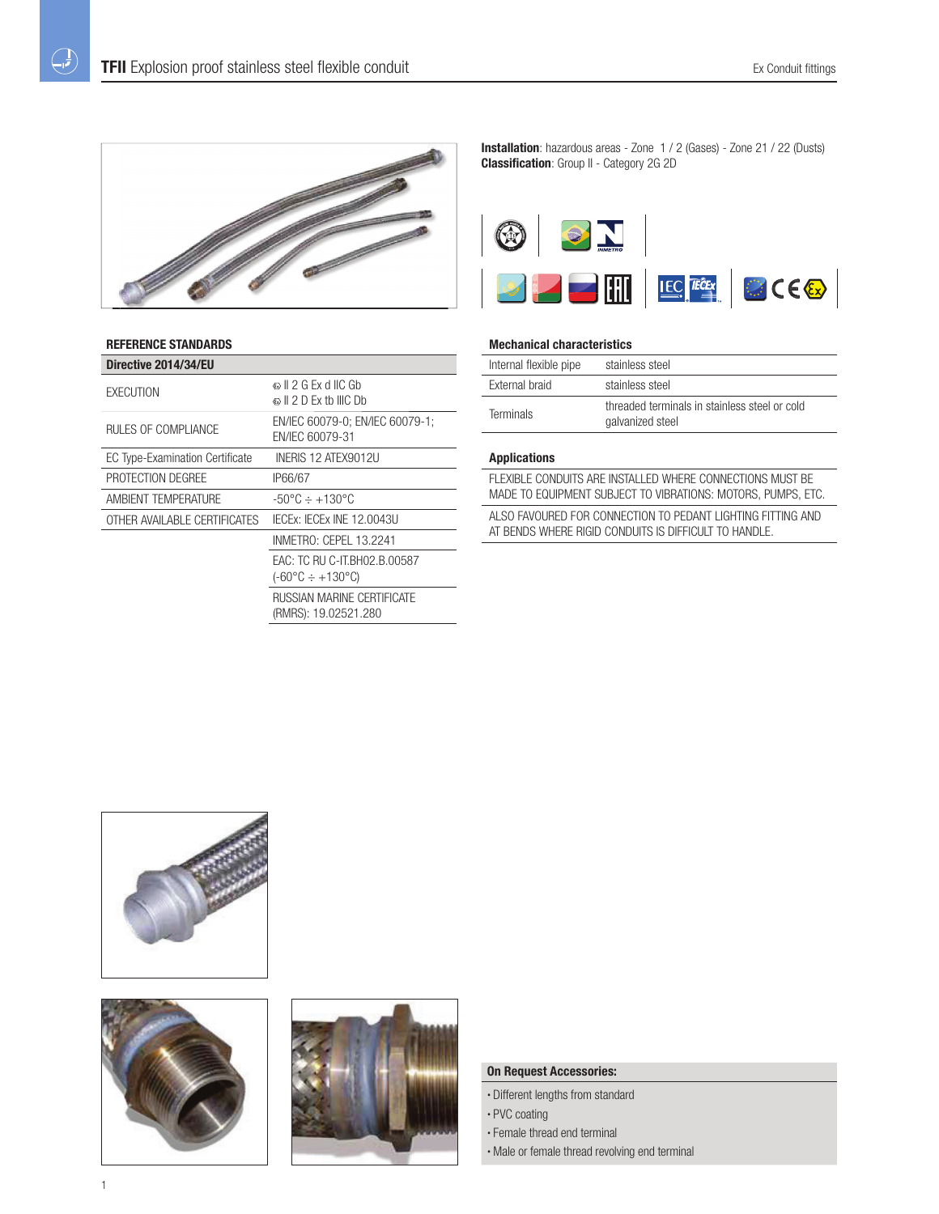# **TFII** Explosion proof stainless steel flexible conduit

**Installation**: hazardous areas - Zone 1 / 2 (Gases) - Zone 21 / 22 (Dusts)
**Classification**: Group II - Category 2G 2D

## REFERENCE STANDARDS

| Directive 2014/34/EU | |
|---|---|
| EXECUTION | Ex II 2 G Ex d IIC Gb<br>Ex II 2 D Ex tb IIIC Db |
| RULES OF COMPLIANCE | EN/IEC 60079-0; EN/IEC 60079-1; EN/IEC 60079-31 |
| EC Type-Examination Certificate | INERIS 12 ATEX9012U |
| PROTECTION DEGREE | IP66/67 |
| AMBIENT TEMPERATURE | -50°C ÷ +130°C |
| OTHER AVAILABLE CERTIFICATES | IECEx: IECEx INE 12.0043U |
| | INMETRO: CEPEL 13.2241 |
| | EAC: TC RU C-IT.BH02.B.00587 (-60°C ÷ +130°C) |
| | RUSSIAN MARINE CERTIFICATE (RMRS): 19.02521.280 |

## Mechanical characteristics

| | |
|---|---|
| Internal flexible pipe | stainless steel |
| External braid | stainless steel |
| Terminals | threaded terminals in stainless steel or cold galvanized steel |

## Applications

| |
|---|
| FLEXIBLE CONDUITS ARE INSTALLED WHERE CONNECTIONS MUST BE MADE TO EQUIPMENT SUBJECT TO VIBRATIONS: MOTORS, PUMPS, ETC. |
| ALSO FAVOURED FOR CONNECTION TO PEDANT LIGHTING FITTING AND AT BENDS WHERE RIGID CONDUITS IS DIFFICULT TO HANDLE. |

**On Request Accessories:**

- Different lengths from standard
- PVC coating
- Female thread end terminal
- Male or female thread revolving end terminal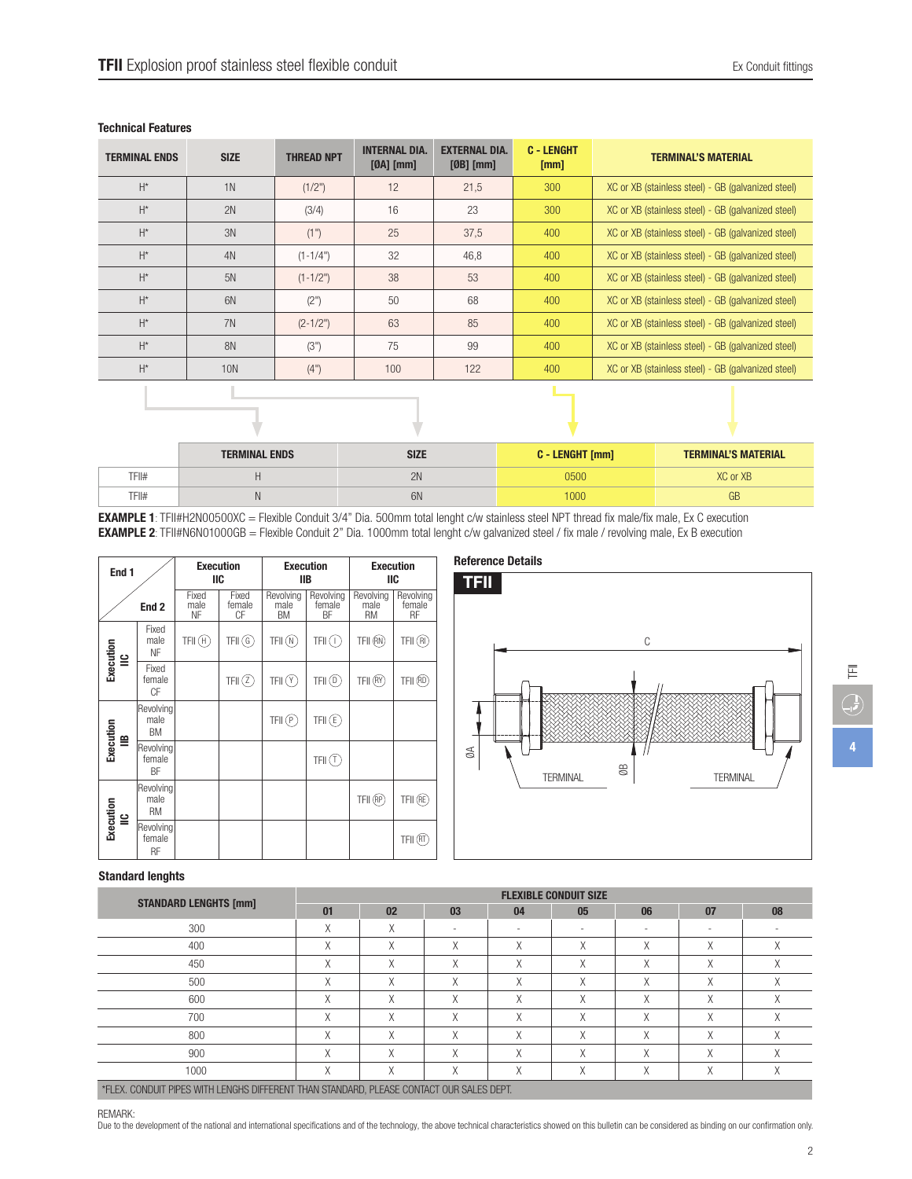## TFII Explosion proof stainless steel flexible conduit

### Technical Features

| TERMINAL ENDS | SIZE | THREAD NPT | INTERNAL DIA. [ØA] [mm] | EXTERNAL DIA. [ØB] [mm] | C - LENGHT [mm] | TERMINAL'S MATERIAL |
|---|---|---|---|---|---|---|
| H* | 1N | (1/2") | 12 | 21,5 | 300 | XC or XB (stainless steel) - GB (galvanized steel) |
| H* | 2N | (3/4) | 16 | 23 | 300 | XC or XB (stainless steel) - GB (galvanized steel) |
| H* | 3N | (1") | 25 | 37,5 | 400 | XC or XB (stainless steel) - GB (galvanized steel) |
| H* | 4N | (1-1/4") | 32 | 46,8 | 400 | XC or XB (stainless steel) - GB (galvanized steel) |
| H* | 5N | (1-1/2") | 38 | 53 | 400 | XC or XB (stainless steel) - GB (galvanized steel) |
| H* | 6N | (2") | 50 | 68 | 400 | XC or XB (stainless steel) - GB (galvanized steel) |
| H* | 7N | (2-1/2") | 63 | 85 | 400 | XC or XB (stainless steel) - GB (galvanized steel) |
| H* | 8N | (3") | 75 | 99 | 400 | XC or XB (stainless steel) - GB (galvanized steel) |
| H* | 10N | (4") | 100 | 122 | 400 | XC or XB (stainless steel) - GB (galvanized steel) |

| | TERMINAL ENDS | SIZE | C - LENGHT [mm] | TERMINAL'S MATERIAL |
|---|---|---|---|---|
| TFII# | H | 2N | 0500 | XC or XB |
| TFII# | N | 6N | 1000 | GB |

**EXAMPLE 1**: TFII#H2N00500XC = Flexible Conduit 3/4" Dia. 500mm total lenght c/w stainless steel NPT thread fix male/fix male, Ex C execution
**EXAMPLE 2**: TFII#N6N01000GB = Flexible Conduit 2" Dia. 1000mm total lenght c/w galvanized steel / fix male / revolving male, Ex B execution

| End 1 / End 2 | | Execution IIC | | Execution IIB | | Execution IIC | |
|---|---|---|---|---|---|---|---|
| | | Fixed male NF | Fixed female CF | Revolving male BM | Revolving female BF | Revolving male RM | Revolving female RF |
| Execution IIC | Fixed male NF | TFII (H) | TFII (G) | TFII (N) | TFII (I) | TFII (RN) | TFII (RI) |
| | Fixed female CF | | TFII (Z) | TFII (Y) | TFII (D) | TFII (RY) | TFII (RD) |
| Execution IIB | Revolving male BM | | | TFII (P) | TFII (E) | | |
| | Revolving female BF | | | | TFII (T) | | |
| Execution IIC | Revolving male RM | | | | | TFII (RP) | TFII (RE) |
| | Revolving female RF | | | | | | TFII (RT) |

### Reference Details

TFII

C

ØA

ØB

TERMINAL

TERMINAL

### Standard lenghts

| STANDARD LENGHTS [mm] | FLEXIBLE CONDUIT SIZE | | | | | | | |
|---|---|---|---|---|---|---|---|---|
| | 01 | 02 | 03 | 04 | 05 | 06 | 07 | 08 |
| 300 | X | X | - | - | - | - | - | - |
| 400 | X | X | X | X | X | X | X | X |
| 450 | X | X | X | X | X | X | X | X |
| 500 | X | X | X | X | X | X | X | X |
| 600 | X | X | X | X | X | X | X | X |
| 700 | X | X | X | X | X | X | X | X |
| 800 | X | X | X | X | X | X | X | X |
| 900 | X | X | X | X | X | X | X | X |
| 1000 | X | X | X | X | X | X | X | X |

*FLEX. CONDUIT PIPES WITH LENGHS DIFFERENT THAN STANDARD, PLEASE CONTACT OUR SALES DEPT.

REMARK:
Due to the development of the national and international specifications and of the technology, the above technical characteristics showed on this bulletin can be considered as binding on our confirmation only.